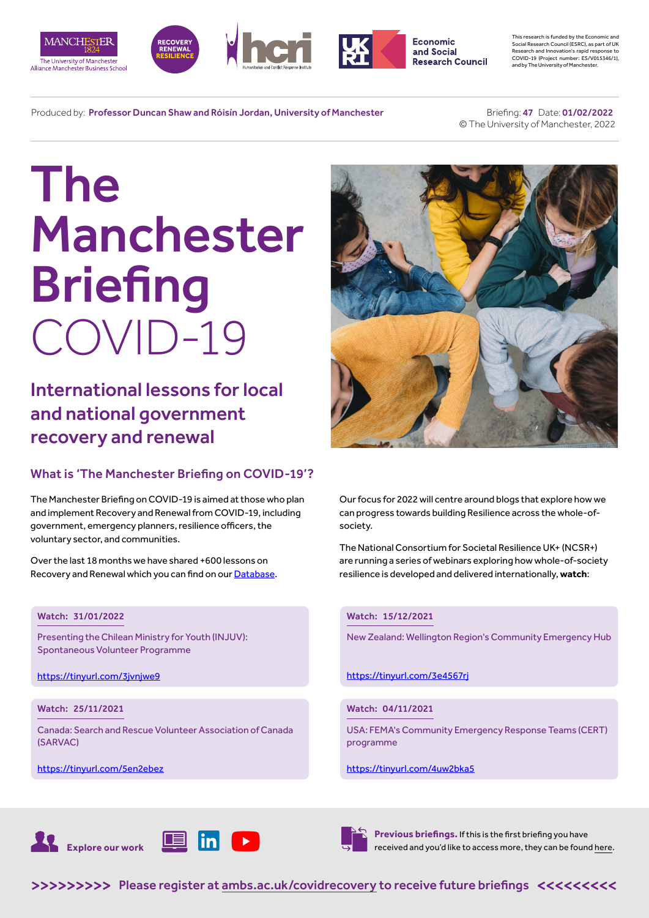This research is funded by the Economic and Social Research Council (ESRC), as part of UK Research and Innovation's rapid response to COVID-19 (Project number: ES/V015346/1), and by The University of Manchester.

Produced by: **Professor Duncan Shaw and Róisín Jordan, University of Manchester**

Briefing: **47** Date: **01/02/2022**
© The University of Manchester, 2022

# The Manchester Briefing COVID-19

## International lessons for local and national government recovery and renewal

### What is 'The Manchester Briefing on COVID-19'?

The Manchester Briefing on COVID-19 is aimed at those who plan and implement Recovery and Renewal from COVID-19, including government, emergency planners, resilience officers, the voluntary sector, and communities.

Over the last 18 months we have shared +600 lessons on Recovery and Renewal which you can find on our Database.

Our focus for 2022 will centre around blogs that explore how we can progress towards building Resilience across the whole-of-society.

The National Consortium for Societal Resilience UK+ (NCSR+) are running a series of webinars exploring how whole-of-society resilience is developed and delivered internationally, **watch**:

**Watch: 31/01/2022**

Presenting the Chilean Ministry for Youth (INJUV): Spontaneous Volunteer Programme

https://tinyurl.com/3jvnjwe9

**Watch: 15/12/2021**

New Zealand: Wellington Region's Community Emergency Hub

https://tinyurl.com/3e4567rj

**Watch: 25/11/2021**

Canada: Search and Rescue Volunteer Association of Canada (SARVAC)

https://tinyurl.com/5en2ebez

**Watch: 04/11/2021**

USA: FEMA's Community Emergency Response Teams (CERT) programme

https://tinyurl.com/4uw2bka5

**Explore our work**

**Previous briefings.** If this is the first briefing you have received and you'd like to access more, they can be found here.

**>>>>>>>>> Please register at ambs.ac.uk/covidrecovery to receive future briefings <<<<<<<<<**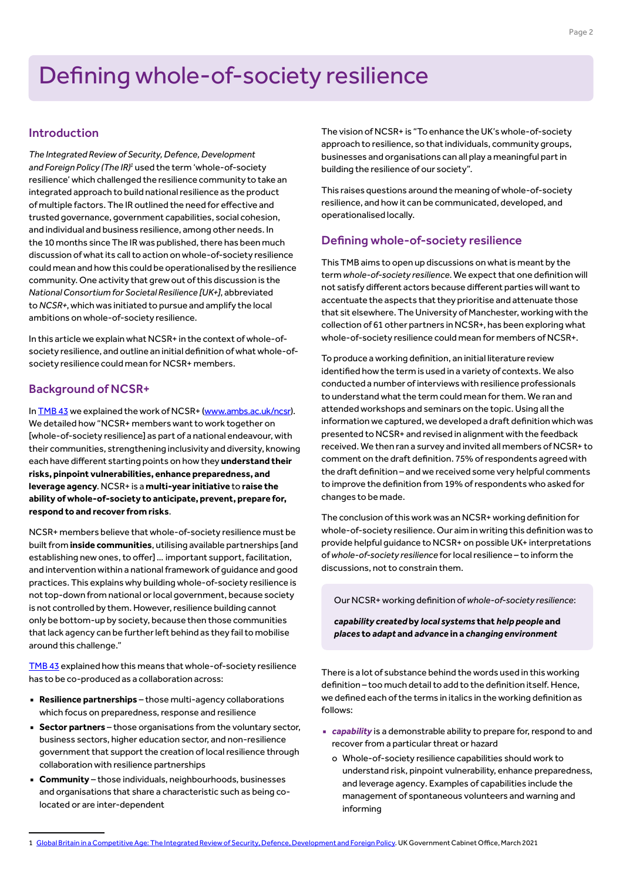# Defining whole-of-society resilience

## Introduction

*The Integrated Review of Security, Defence, Development and Foreign Policy (The IR)*[1] used the term 'whole-of-society resilience' which challenged the resilience community to take an integrated approach to build national resilience as the product of multiple factors. The IR outlined the need for effective and trusted governance, government capabilities, social cohesion, and individual and business resilience, among other needs. In the 10 months since The IR was published, there has been much discussion of what its call to action on whole-of-society resilience could mean and how this could be operationalised by the resilience community. One activity that grew out of this discussion is the *National Consortium for Societal Resilience [UK+]*, abbreviated to *NCSR+*, which was initiated to pursue and amplify the local ambitions on whole-of-society resilience.

In this article we explain what NCSR+ in the context of whole-of-society resilience, and outline an initial definition of what whole-of-society resilience could mean for NCSR+ members.

## Background of NCSR+

In TMB 43 we explained the work of NCSR+ (www.ambs.ac.uk/ncsr). We detailed how "NCSR+ members want to work together on [whole-of-society resilience] as part of a national endeavour, with their communities, strengthening inclusivity and diversity, knowing each have different starting points on how they **understand their risks, pinpoint vulnerabilities, enhance preparedness, and leverage agency**. NCSR+ is a **multi-year initiative** to **raise the ability of whole-of-society to anticipate, prevent, prepare for, respond to and recover from risks**.

NCSR+ members believe that whole-of-society resilience must be built from **inside communities**, utilising available partnerships [and establishing new ones, to offer] … important support, facilitation, and intervention within a national framework of guidance and good practices. This explains why building whole-of-society resilience is not top-down from national or local government, because society is not controlled by them. However, resilience building cannot only be bottom-up by society, because then those communities that lack agency can be further left behind as they fail to mobilise around this challenge."

TMB 43 explained how this means that whole-of-society resilience has to be co-produced as a collaboration across:

- **Resilience partnerships** – those multi-agency collaborations which focus on preparedness, response and resilience
- **Sector partners** – those organisations from the voluntary sector, business sectors, higher education sector, and non-resilience government that support the creation of local resilience through collaboration with resilience partnerships
- **Community** – those individuals, neighbourhoods, businesses and organisations that share a characteristic such as being co-located or are inter-dependent

The vision of NCSR+ is "To enhance the UK's whole-of-society approach to resilience, so that individuals, community groups, businesses and organisations can all play a meaningful part in building the resilience of our society".

This raises questions around the meaning of whole-of-society resilience, and how it can be communicated, developed, and operationalised locally.

## Defining whole-of-society resilience

This TMB aims to open up discussions on what is meant by the term *whole-of-society resilience*. We expect that one definition will not satisfy different actors because different parties will want to accentuate the aspects that they prioritise and attenuate those that sit elsewhere. The University of Manchester, working with the collection of 61 other partners in NCSR+, has been exploring what whole-of-society resilience could mean for members of NCSR+.

To produce a working definition, an initial literature review identified how the term is used in a variety of contexts. We also conducted a number of interviews with resilience professionals to understand what the term could mean for them. We ran and attended workshops and seminars on the topic. Using all the information we captured, we developed a draft definition which was presented to NCSR+ and revised in alignment with the feedback received. We then ran a survey and invited all members of NCSR+ to comment on the draft definition. 75% of respondents agreed with the draft definition – and we received some very helpful comments to improve the definition from 19% of respondents who asked for changes to be made.

The conclusion of this work was an NCSR+ working definition for whole-of-society resilience. Our aim in writing this definition was to provide helpful guidance to NCSR+ on possible UK+ interpretations of *whole-of-society resilience* for local resilience – to inform the discussions, not to constrain them.

> Our NCSR+ working definition of *whole-of-society resilience*:
>
> ***capability created* by *local systems* that *help people* and *places* to *adapt* and *advance* in a *changing environment***

There is a lot of substance behind the words used in this working definition – too much detail to add to the definition itself. Hence, we defined each of the terms in italics in the working definition as follows:

- ***capability*** is a demonstrable ability to prepare for, respond to and recover from a particular threat or hazard
    - Whole-of-society resilience capabilities should work to understand risk, pinpoint vulnerability, enhance preparedness, and leverage agency. Examples of capabilities include the management of spontaneous volunteers and warning and informing

1 Global Britain in a Competitive Age: The Integrated Review of Security, Defence, Development and Foreign Policy. UK Government Cabinet Office, March 2021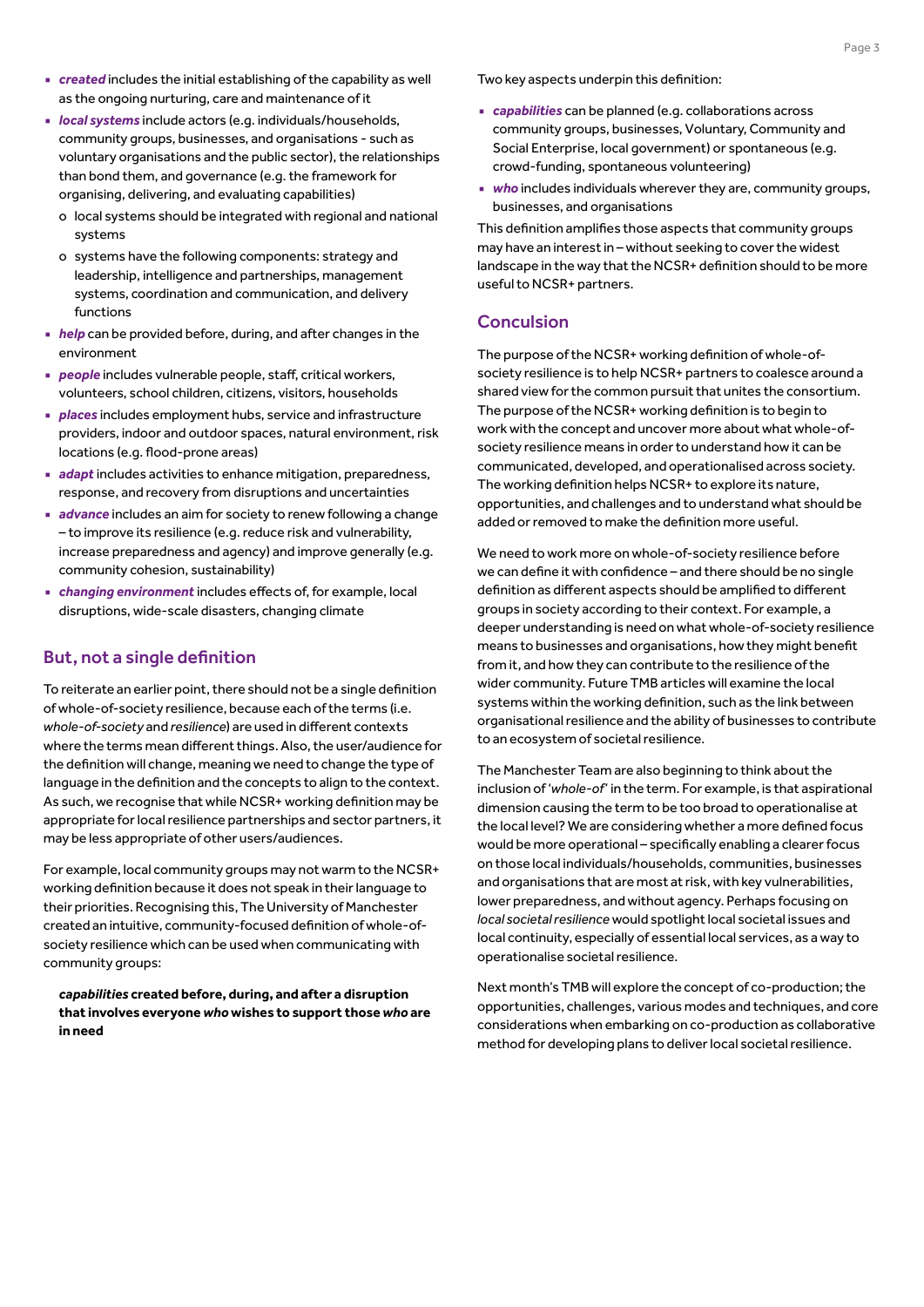- ***created*** includes the initial establishing of the capability as well as the ongoing nurturing, care and maintenance of it
- ***local systems*** include actors (e.g. individuals/households, community groups, businesses, and organisations - such as voluntary organisations and the public sector), the relationships than bond them, and governance (e.g. the framework for organising, delivering, and evaluating capabilities)
  - o local systems should be integrated with regional and national systems
  - o systems have the following components: strategy and leadership, intelligence and partnerships, management systems, coordination and communication, and delivery functions
- ***help*** can be provided before, during, and after changes in the environment
- ***people*** includes vulnerable people, staff, critical workers, volunteers, school children, citizens, visitors, households
- ***places*** includes employment hubs, service and infrastructure providers, indoor and outdoor spaces, natural environment, risk locations (e.g. flood-prone areas)
- ***adapt*** includes activities to enhance mitigation, preparedness, response, and recovery from disruptions and uncertainties
- ***advance*** includes an aim for society to renew following a change – to improve its resilience (e.g. reduce risk and vulnerability, increase preparedness and agency) and improve generally (e.g. community cohesion, sustainability)
- ***changing environment*** includes effects of, for example, local disruptions, wide-scale disasters, changing climate

## But, not a single definition

To reiterate an earlier point, there should not be a single definition of whole-of-society resilience, because each of the terms (i.e. *whole-of-society* and *resilience*) are used in different contexts where the terms mean different things. Also, the user/audience for the definition will change, meaning we need to change the type of language in the definition and the concepts to align to the context. As such, we recognise that while NCSR+ working definition may be appropriate for local resilience partnerships and sector partners, it may be less appropriate of other users/audiences.

For example, local community groups may not warm to the NCSR+ working definition because it does not speak in their language to their priorities. Recognising this, The University of Manchester created an intuitive, community-focused definition of whole-of-society resilience which can be used when communicating with community groups:

> ***capabilities* created before, during, and after a disruption that involves everyone *who* wishes to support those *who* are in need**

Two key aspects underpin this definition:

- ***capabilities*** can be planned (e.g. collaborations across community groups, businesses, Voluntary, Community and Social Enterprise, local government) or spontaneous (e.g. crowd-funding, spontaneous volunteering)
- ***who*** includes individuals wherever they are, community groups, businesses, and organisations

This definition amplifies those aspects that community groups may have an interest in – without seeking to cover the widest landscape in the way that the NCSR+ definition should to be more useful to NCSR+ partners.

## Conclusion

The purpose of the NCSR+ working definition of whole-of-society resilience is to help NCSR+ partners to coalesce around a shared view for the common pursuit that unites the consortium. The purpose of the NCSR+ working definition is to begin to work with the concept and uncover more about what whole-of-society resilience means in order to understand how it can be communicated, developed, and operationalised across society. The working definition helps NCSR+ to explore its nature, opportunities, and challenges and to understand what should be added or removed to make the definition more useful.

We need to work more on whole-of-society resilience before we can define it with confidence – and there should be no single definition as different aspects should be amplified to different groups in society according to their context. For example, a deeper understanding is need on what whole-of-society resilience means to businesses and organisations, how they might benefit from it, and how they can contribute to the resilience of the wider community. Future TMB articles will examine the local systems within the working definition, such as the link between organisational resilience and the ability of businesses to contribute to an ecosystem of societal resilience.

The Manchester Team are also beginning to think about the inclusion of '*whole-of*' in the term. For example, is that aspirational dimension causing the term to be too broad to operationalise at the local level? We are considering whether a more defined focus would be more operational – specifically enabling a clearer focus on those local individuals/households, communities, businesses and organisations that are most at risk, with key vulnerabilities, lower preparedness, and without agency. Perhaps focusing on *local societal resilience* would spotlight local societal issues and local continuity, especially of essential local services, as a way to operationalise societal resilience.

Next month's TMB will explore the concept of co-production; the opportunities, challenges, various modes and techniques, and core considerations when embarking on co-production as collaborative method for developing plans to deliver local societal resilience.